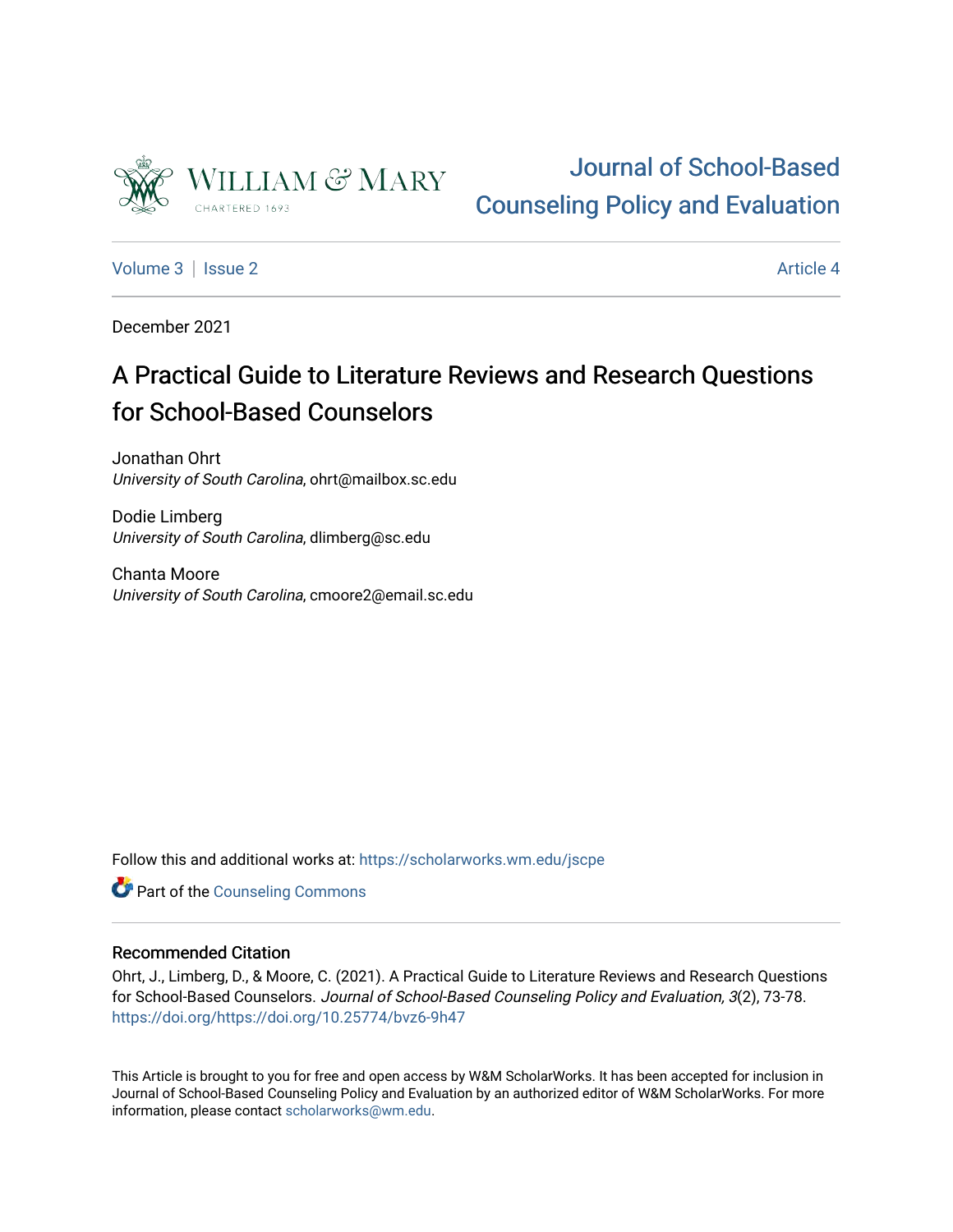William & Mary

CHARTERED 1693

# Journal of School-Based Counseling Policy and Evaluation

Volume 3 | Issue 2 Article 4

December 2021

# A Practical Guide to Literature Reviews and Research Questions for School-Based Counselors

Jonathan Ohrt
*University of South Carolina*, ohrt@mailbox.sc.edu

Dodie Limberg
*University of South Carolina*, dlimberg@sc.edu

Chanta Moore
*University of South Carolina*, cmoore2@email.sc.edu

Follow this and additional works at: https://scholarworks.wm.edu/jscpe

Part of the Counseling Commons

## Recommended Citation

Ohrt, J., Limberg, D., & Moore, C. (2021). A Practical Guide to Literature Reviews and Research Questions for School-Based Counselors. *Journal of School-Based Counseling Policy and Evaluation, 3*(2), 73-78. https://doi.org/https://doi.org/10.25774/bvz6-9h47

This Article is brought to you for free and open access by W&M ScholarWorks. It has been accepted for inclusion in Journal of School-Based Counseling Policy and Evaluation by an authorized editor of W&M ScholarWorks. For more information, please contact scholarworks@wm.edu.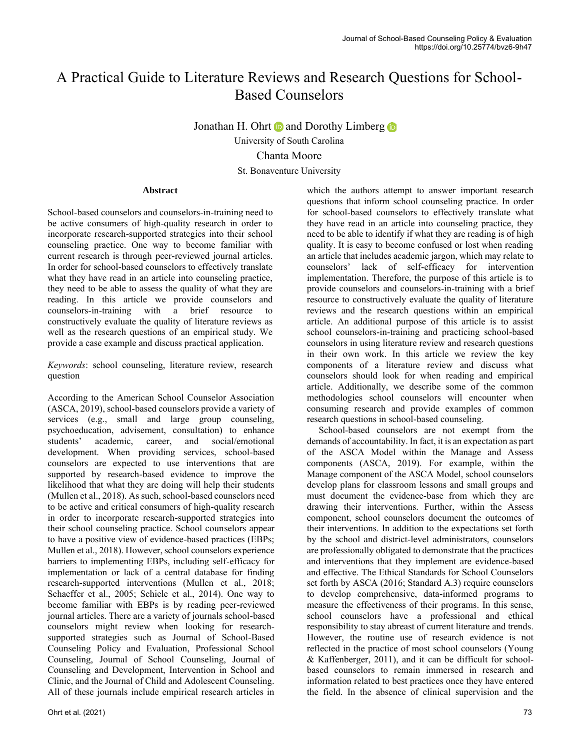# A Practical Guide to Literature Reviews and Research Questions for School-Based Counselors

Jonathan H. Ohrt and Dorothy Limberg

University of South Carolina

Chanta Moore

St. Bonaventure University

### Abstract

School-based counselors and counselors-in-training need to be active consumers of high-quality research in order to incorporate research-supported strategies into their school counseling practice. One way to become familiar with current research is through peer-reviewed journal articles. In order for school-based counselors to effectively translate what they have read in an article into counseling practice, they need to be able to assess the quality of what they are reading. In this article we provide counselors and counselors-in-training with a brief resource to constructively evaluate the quality of literature reviews as well as the research questions of an empirical study. We provide a case example and discuss practical application.

*Keywords*: school counseling, literature review, research question

According to the American School Counselor Association (ASCA, 2019), school-based counselors provide a variety of services (e.g., small and large group counseling, psychoeducation, advisement, consultation) to enhance students' academic, career, and social/emotional development. When providing services, school-based counselors are expected to use interventions that are supported by research-based evidence to improve the likelihood that what they are doing will help their students (Mullen et al., 2018). As such, school-based counselors need to be active and critical consumers of high-quality research in order to incorporate research-supported strategies into their school counseling practice. School counselors appear to have a positive view of evidence-based practices (EBPs; Mullen et al., 2018). However, school counselors experience barriers to implementing EBPs, including self-efficacy for implementation or lack of a central database for finding research-supported interventions (Mullen et al., 2018; Schaeffer et al., 2005; Schiele et al., 2014). One way to become familiar with EBPs is by reading peer-reviewed journal articles. There are a variety of journals school-based counselors might review when looking for research-supported strategies such as Journal of School-Based Counseling Policy and Evaluation, Professional School Counseling, Journal of School Counseling, Journal of Counseling and Development, Intervention in School and Clinic, and the Journal of Child and Adolescent Counseling. All of these journals include empirical research articles in which the authors attempt to answer important research questions that inform school counseling practice. In order for school-based counselors to effectively translate what they have read in an article into counseling practice, they need to be able to identify if what they are reading is of high quality. It is easy to become confused or lost when reading an article that includes academic jargon, which may relate to counselors' lack of self-efficacy for intervention implementation. Therefore, the purpose of this article is to provide counselors and counselors-in-training with a brief resource to constructively evaluate the quality of literature reviews and the research questions within an empirical article. An additional purpose of this article is to assist school counselors-in-training and practicing school-based counselors in using literature review and research questions in their own work. In this article we review the key components of a literature review and discuss what counselors should look for when reading and empirical article. Additionally, we describe some of the common methodologies school counselors will encounter when consuming research and provide examples of common research questions in school-based counseling.

School-based counselors are not exempt from the demands of accountability. In fact, it is an expectation as part of the ASCA Model within the Manage and Assess components (ASCA, 2019). For example, within the Manage component of the ASCA Model, school counselors develop plans for classroom lessons and small groups and must document the evidence-base from which they are drawing their interventions. Further, within the Assess component, school counselors document the outcomes of their interventions. In addition to the expectations set forth by the school and district-level administrators, counselors are professionally obligated to demonstrate that the practices and interventions that they implement are evidence-based and effective. The Ethical Standards for School Counselors set forth by ASCA (2016; Standard A.3) require counselors to develop comprehensive, data-informed programs to measure the effectiveness of their programs. In this sense, school counselors have a professional and ethical responsibility to stay abreast of current literature and trends. However, the routine use of research evidence is not reflected in the practice of most school counselors (Young & Kaffenberger, 2011), and it can be difficult for school-based counselors to remain immersed in research and information related to best practices once they have entered the field. In the absence of clinical supervision and the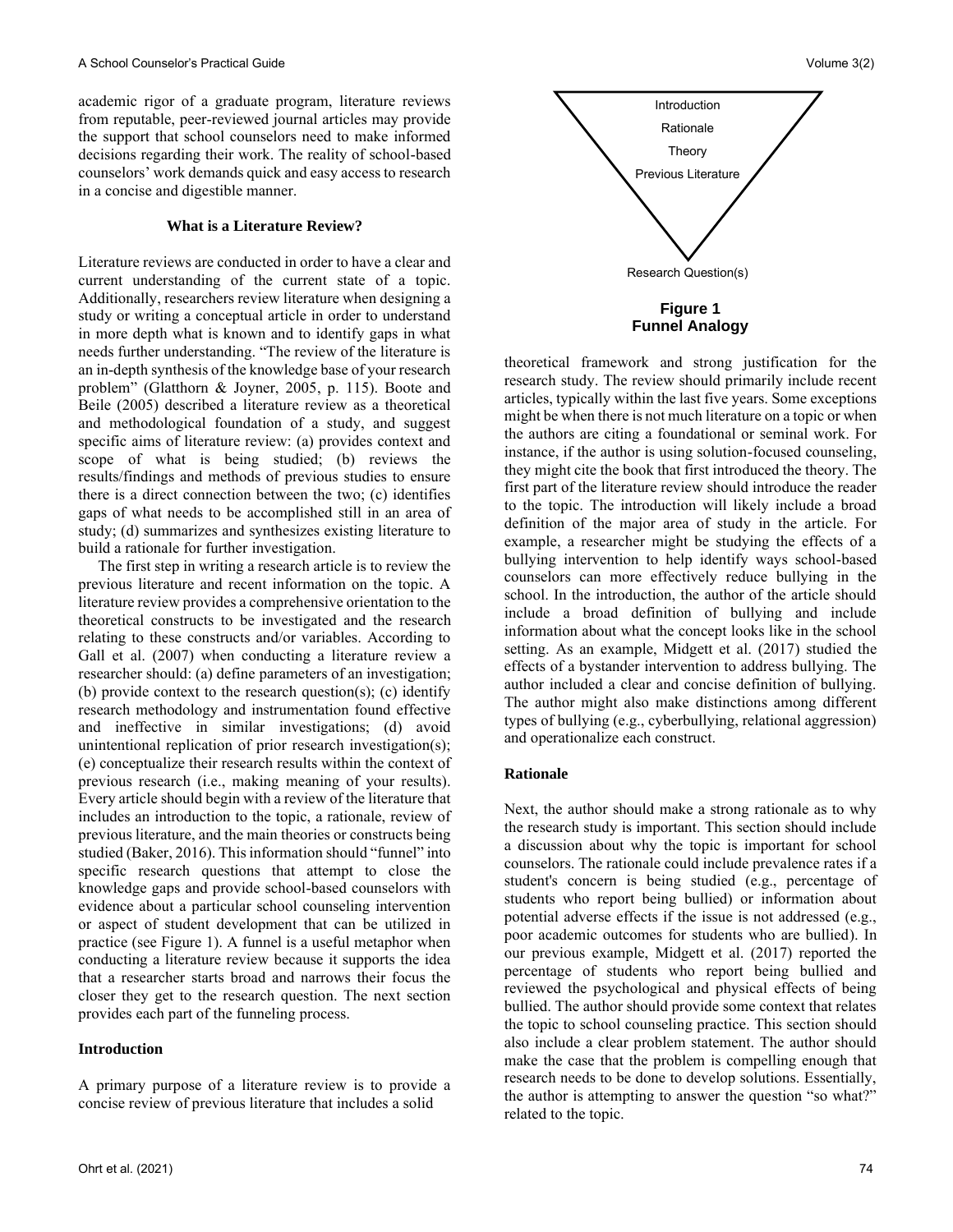academic rigor of a graduate program, literature reviews from reputable, peer-reviewed journal articles may provide the support that school counselors need to make informed decisions regarding their work. The reality of school-based counselors' work demands quick and easy access to research in a concise and digestible manner.

## What is a Literature Review?

Literature reviews are conducted in order to have a clear and current understanding of the current state of a topic. Additionally, researchers review literature when designing a study or writing a conceptual article in order to understand in more depth what is known and to identify gaps in what needs further understanding. "The review of the literature is an in-depth synthesis of the knowledge base of your research problem" (Glatthorn & Joyner, 2005, p. 115). Boote and Beile (2005) described a literature review as a theoretical and methodological foundation of a study, and suggest specific aims of literature review: (a) provides context and scope of what is being studied; (b) reviews the results/findings and methods of previous studies to ensure there is a direct connection between the two; (c) identifies gaps of what needs to be accomplished still in an area of study; (d) summarizes and synthesizes existing literature to build a rationale for further investigation.

The first step in writing a research article is to review the previous literature and recent information on the topic. A literature review provides a comprehensive orientation to the theoretical constructs to be investigated and the research relating to these constructs and/or variables. According to Gall et al. (2007) when conducting a literature review a researcher should: (a) define parameters of an investigation; (b) provide context to the research question(s); (c) identify research methodology and instrumentation found effective and ineffective in similar investigations; (d) avoid unintentional replication of prior research investigation(s); (e) conceptualize their research results within the context of previous research (i.e., making meaning of your results). Every article should begin with a review of the literature that includes an introduction to the topic, a rationale, review of previous literature, and the main theories or constructs being studied (Baker, 2016). This information should "funnel" into specific research questions that attempt to close the knowledge gaps and provide school-based counselors with evidence about a particular school counseling intervention or aspect of student development that can be utilized in practice (see Figure 1). A funnel is a useful metaphor when conducting a literature review because it supports the idea that a researcher starts broad and narrows their focus the closer they get to the research question. The next section provides each part of the funneling process.

Introduction
Rationale
Theory
Previous Literature
Research Question(s)

**Figure 1**
**Funnel Analogy**

### Introduction

A primary purpose of a literature review is to provide a concise review of previous literature that includes a solid theoretical framework and strong justification for the research study. The review should primarily include recent articles, typically within the last five years. Some exceptions might be when there is not much literature on a topic or when the authors are citing a foundational or seminal work. For instance, if the author is using solution-focused counseling, they might cite the book that first introduced the theory. The first part of the literature review should introduce the reader to the topic. The introduction will likely include a broad definition of the major area of study in the article. For example, a researcher might be studying the effects of a bullying intervention to help identify ways school-based counselors can more effectively reduce bullying in the school. In the introduction, the author of the article should include a broad definition of bullying and include information about what the concept looks like in the school setting. As an example, Midgett et al. (2017) studied the effects of a bystander intervention to address bullying. The author included a clear and concise definition of bullying. The author might also make distinctions among different types of bullying (e.g., cyberbullying, relational aggression) and operationalize each construct.

### Rationale

Next, the author should make a strong rationale as to why the research study is important. This section should include a discussion about why the topic is important for school counselors. The rationale could include prevalence rates if a student's concern is being studied (e.g., percentage of students who report being bullied) or information about potential adverse effects if the issue is not addressed (e.g., poor academic outcomes for students who are bullied). In our previous example, Midgett et al. (2017) reported the percentage of students who report being bullied and reviewed the psychological and physical effects of being bullied. The author should provide some context that relates the topic to school counseling practice. This section should also include a clear problem statement. The author should make the case that the problem is compelling enough that research needs to be done to develop solutions. Essentially, the author is attempting to answer the question "so what?" related to the topic.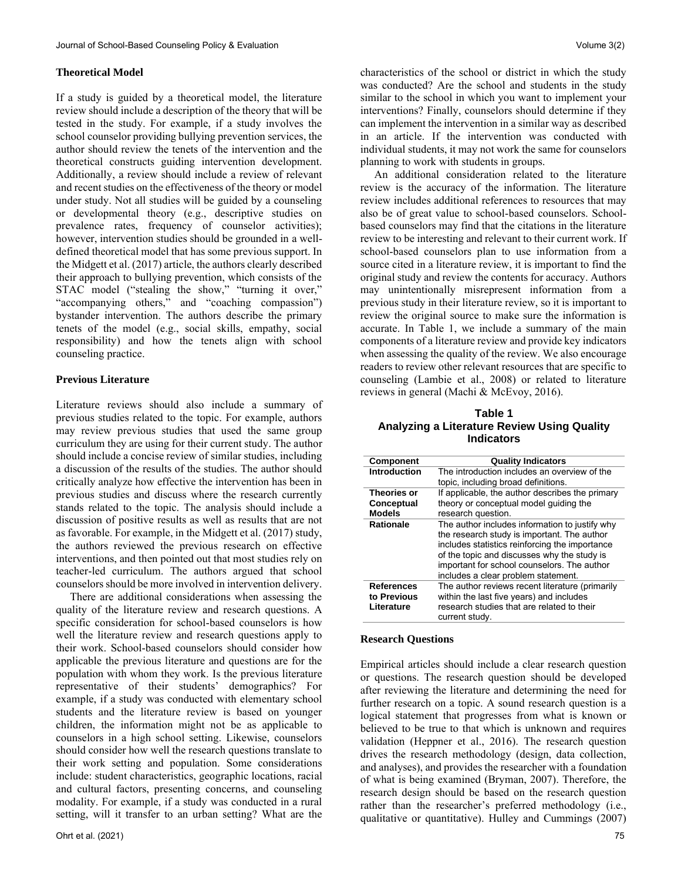### Theoretical Model

If a study is guided by a theoretical model, the literature review should include a description of the theory that will be tested in the study. For example, if a study involves the school counselor providing bullying prevention services, the author should review the tenets of the intervention and the theoretical constructs guiding intervention development. Additionally, a review should include a review of relevant and recent studies on the effectiveness of the theory or model under study. Not all studies will be guided by a counseling or developmental theory (e.g., descriptive studies on prevalence rates, frequency of counselor activities); however, intervention studies should be grounded in a well-defined theoretical model that has some previous support. In the Midgett et al. (2017) article, the authors clearly described their approach to bullying prevention, which consists of the STAC model ("stealing the show," "turning it over," "accompanying others," and "coaching compassion") bystander intervention. The authors describe the primary tenets of the model (e.g., social skills, empathy, social responsibility) and how the tenets align with school counseling practice.

### Previous Literature

Literature reviews should also include a summary of previous studies related to the topic. For example, authors may review previous studies that used the same group curriculum they are using for their current study. The author should include a concise review of similar studies, including a discussion of the results of the studies. The author should critically analyze how effective the intervention has been in previous studies and discuss where the research currently stands related to the topic. The analysis should include a discussion of positive results as well as results that are not as favorable. For example, in the Midgett et al. (2017) study, the authors reviewed the previous research on effective interventions, and then pointed out that most studies rely on teacher-led curriculum. The authors argued that school counselors should be more involved in intervention delivery.

There are additional considerations when assessing the quality of the literature review and research questions. A specific consideration for school-based counselors is how well the literature review and research questions apply to their work. School-based counselors should consider how applicable the previous literature and questions are for the population with whom they work. Is the previous literature representative of their students' demographics? For example, if a study was conducted with elementary school students and the literature review is based on younger children, the information might not be as applicable to counselors in a high school setting. Likewise, counselors should consider how well the research questions translate to their work setting and population. Some considerations include: student characteristics, geographic locations, racial and cultural factors, presenting concerns, and counseling modality. For example, if a study was conducted in a rural setting, will it transfer to an urban setting? What are the characteristics of the school or district in which the study was conducted? Are the school and students in the study similar to the school in which you want to implement your interventions? Finally, counselors should determine if they can implement the intervention in a similar way as described in an article. If the intervention was conducted with individual students, it may not work the same for counselors planning to work with students in groups.

An additional consideration related to the literature review is the accuracy of the information. The literature review includes additional references to resources that may also be of great value to school-based counselors. School-based counselors may find that the citations in the literature review to be interesting and relevant to their current work. If school-based counselors plan to use information from a source cited in a literature review, it is important to find the original study and review the contents for accuracy. Authors may unintentionally misrepresent information from a previous study in their literature review, so it is important to review the original source to make sure the information is accurate. In Table 1, we include a summary of the main components of a literature review and provide key indicators when assessing the quality of the review. We also encourage readers to review other relevant resources that are specific to counseling (Lambie et al., 2008) or related to literature reviews in general (Machi & McEvoy, 2016).

**Table 1**
**Analyzing a Literature Review Using Quality Indicators**

| Component | Quality Indicators |
|---|---|
| **Introduction** | The introduction includes an overview of the topic, including broad definitions. |
| **Theories or Conceptual Models** | If applicable, the author describes the primary theory or conceptual model guiding the research question. |
| **Rationale** | The author includes information to justify why the research study is important. The author includes statistics reinforcing the importance of the topic and discusses why the study is important for school counselors. The author includes a clear problem statement. |
| **References to Previous Literature** | The author reviews recent literature (primarily within the last five years) and includes research studies that are related to their current study. |

### Research Questions

Empirical articles should include a clear research question or questions. The research question should be developed after reviewing the literature and determining the need for further research on a topic. A sound research question is a logical statement that progresses from what is known or believed to be true to that which is unknown and requires validation (Heppner et al., 2016). The research question drives the research methodology (design, data collection, and analyses), and provides the researcher with a foundation of what is being examined (Bryman, 2007). Therefore, the research design should be based on the research question rather than the researcher's preferred methodology (i.e., qualitative or quantitative). Hulley and Cummings (2007)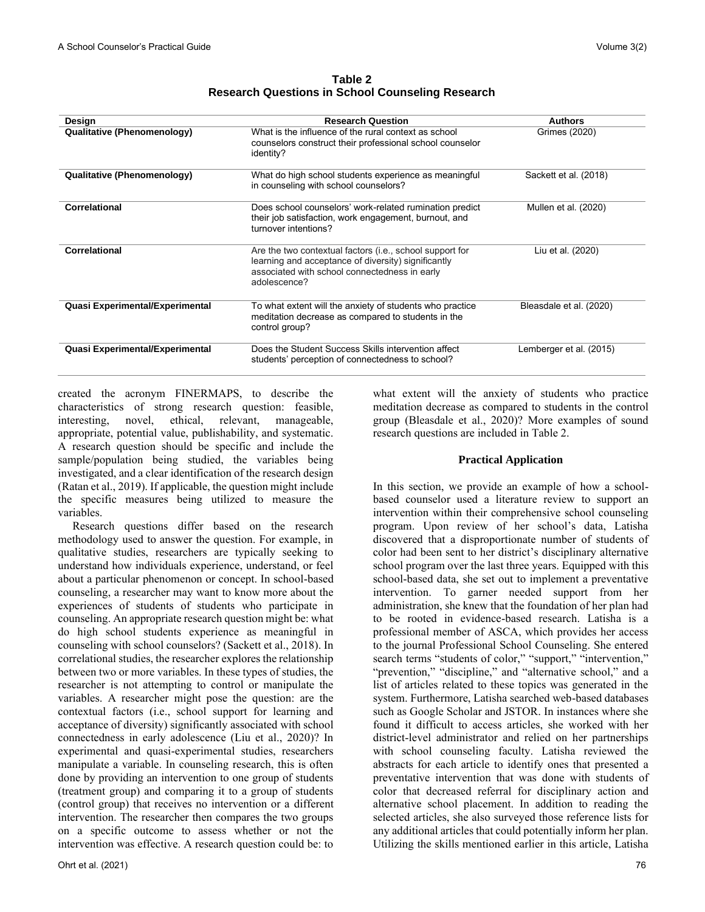**Table 2**
**Research Questions in School Counseling Research**

| Design | Research Question | Authors |
|---|---|---|
| **Qualitative (Phenomenology)** | What is the influence of the rural context as school counselors construct their professional school counselor identity? | Grimes (2020) |
| **Qualitative (Phenomenology)** | What do high school students experience as meaningful in counseling with school counselors? | Sackett et al. (2018) |
| **Correlational** | Does school counselors' work-related rumination predict their job satisfaction, work engagement, burnout, and turnover intentions? | Mullen et al. (2020) |
| **Correlational** | Are the two contextual factors (i.e., school support for learning and acceptance of diversity) significantly associated with school connectedness in early adolescence? | Liu et al. (2020) |
| **Quasi Experimental/Experimental** | To what extent will the anxiety of students who practice meditation decrease as compared to students in the control group? | Bleasdale et al. (2020) |
| **Quasi Experimental/Experimental** | Does the Student Success Skills intervention affect students' perception of connectedness to school? | Lemberger et al. (2015) |

created the acronym FINERMAPS, to describe the characteristics of strong research question: feasible, interesting, novel, ethical, relevant, manageable, appropriate, potential value, publishability, and systematic. A research question should be specific and include the sample/population being studied, the variables being investigated, and a clear identification of the research design (Ratan et al., 2019). If applicable, the question might include the specific measures being utilized to measure the variables.

Research questions differ based on the research methodology used to answer the question. For example, in qualitative studies, researchers are typically seeking to understand how individuals experience, understand, or feel about a particular phenomenon or concept. In school-based counseling, a researcher may want to know more about the experiences of students of students who participate in counseling. An appropriate research question might be: what do high school students experience as meaningful in counseling with school counselors? (Sackett et al., 2018). In correlational studies, the researcher explores the relationship between two or more variables. In these types of studies, the researcher is not attempting to control or manipulate the variables. A researcher might pose the question: are the contextual factors (i.e., school support for learning and acceptance of diversity) significantly associated with school connectedness in early adolescence (Liu et al., 2020)? In experimental and quasi-experimental studies, researchers manipulate a variable. In counseling research, this is often done by providing an intervention to one group of students (treatment group) and comparing it to a group of students (control group) that receives no intervention or a different intervention. The researcher then compares the two groups on a specific outcome to assess whether or not the intervention was effective. A research question could be: to what extent will the anxiety of students who practice meditation decrease as compared to students in the control group (Bleasdale et al., 2020)? More examples of sound research questions are included in Table 2.

## Practical Application

In this section, we provide an example of how a school-based counselor used a literature review to support an intervention within their comprehensive school counseling program. Upon review of her school's data, Latisha discovered that a disproportionate number of students of color had been sent to her district's disciplinary alternative school program over the last three years. Equipped with this school-based data, she set out to implement a preventative intervention. To garner needed support from her administration, she knew that the foundation of her plan had to be rooted in evidence-based research. Latisha is a professional member of ASCA, which provides her access to the journal Professional School Counseling. She entered search terms "students of color," "support," "intervention," "prevention," "discipline," and "alternative school," and a list of articles related to these topics was generated in the system. Furthermore, Latisha searched web-based databases such as Google Scholar and JSTOR. In instances where she found it difficult to access articles, she worked with her district-level administrator and relied on her partnerships with school counseling faculty. Latisha reviewed the abstracts for each article to identify ones that presented a preventative intervention that was done with students of color that decreased referral for disciplinary action and alternative school placement. In addition to reading the selected articles, she also surveyed those reference lists for any additional articles that could potentially inform her plan. Utilizing the skills mentioned earlier in this article, Latisha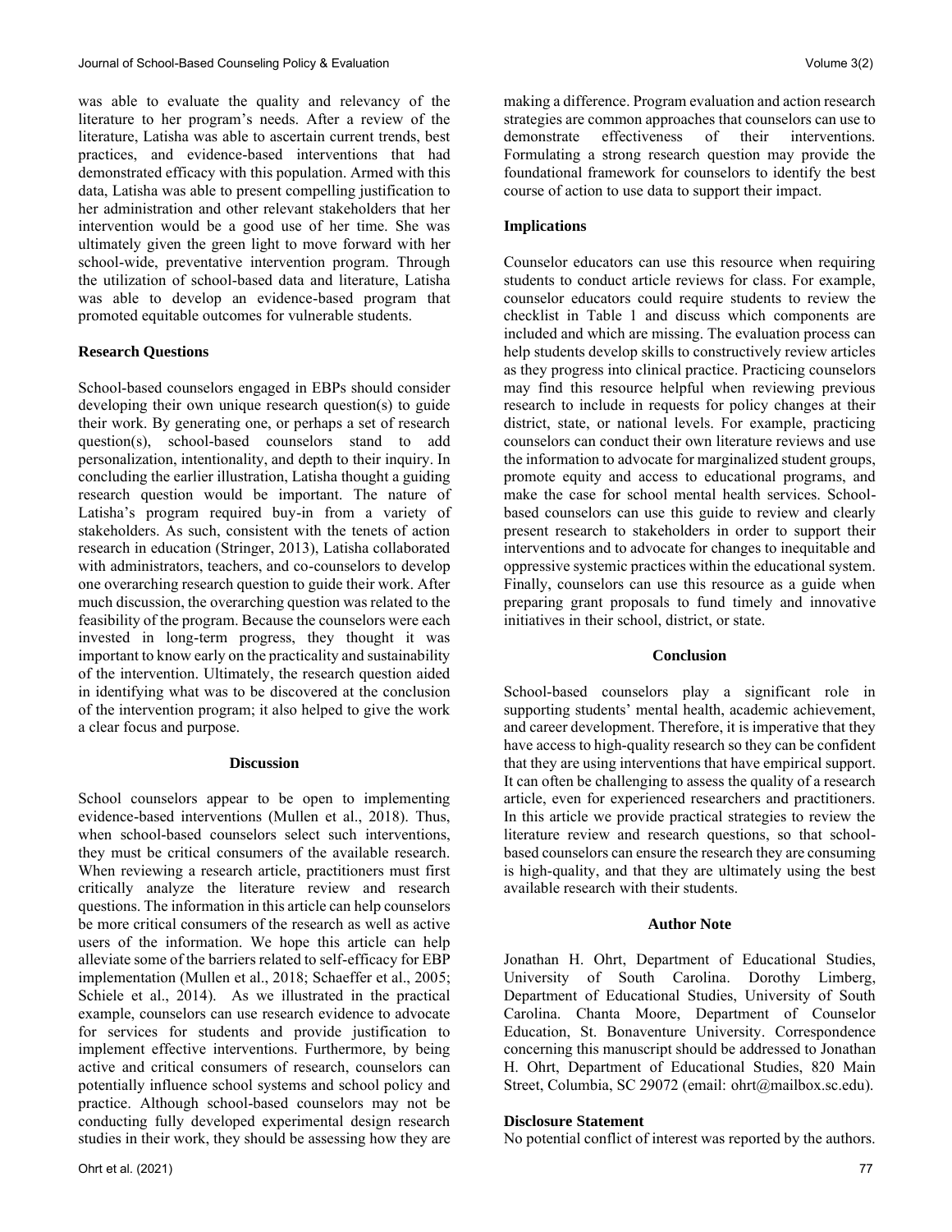was able to evaluate the quality and relevancy of the literature to her program's needs. After a review of the literature, Latisha was able to ascertain current trends, best practices, and evidence-based interventions that had demonstrated efficacy with this population. Armed with this data, Latisha was able to present compelling justification to her administration and other relevant stakeholders that her intervention would be a good use of her time. She was ultimately given the green light to move forward with her school-wide, preventative intervention program. Through the utilization of school-based data and literature, Latisha was able to develop an evidence-based program that promoted equitable outcomes for vulnerable students.

**Research Questions**

School-based counselors engaged in EBPs should consider developing their own unique research question(s) to guide their work. By generating one, or perhaps a set of research question(s), school-based counselors stand to add personalization, intentionality, and depth to their inquiry. In concluding the earlier illustration, Latisha thought a guiding research question would be important. The nature of Latisha's program required buy-in from a variety of stakeholders. As such, consistent with the tenets of action research in education (Stringer, 2013), Latisha collaborated with administrators, teachers, and co-counselors to develop one overarching research question to guide their work. After much discussion, the overarching question was related to the feasibility of the program. Because the counselors were each invested in long-term progress, they thought it was important to know early on the practicality and sustainability of the intervention. Ultimately, the research question aided in identifying what was to be discovered at the conclusion of the intervention program; it also helped to give the work a clear focus and purpose.

## Discussion

School counselors appear to be open to implementing evidence-based interventions (Mullen et al., 2018). Thus, when school-based counselors select such interventions, they must be critical consumers of the available research. When reviewing a research article, practitioners must first critically analyze the literature review and research questions. The information in this article can help counselors be more critical consumers of the research as well as active users of the information. We hope this article can help alleviate some of the barriers related to self-efficacy for EBP implementation (Mullen et al., 2018; Schaeffer et al., 2005; Schiele et al., 2014). As we illustrated in the practical example, counselors can use research evidence to advocate for services for students and provide justification to implement effective interventions. Furthermore, by being active and critical consumers of research, counselors can potentially influence school systems and school policy and practice. Although school-based counselors may not be conducting fully developed experimental design research studies in their work, they should be assessing how they are making a difference. Program evaluation and action research strategies are common approaches that counselors can use to demonstrate effectiveness of their interventions. Formulating a strong research question may provide the foundational framework for counselors to identify the best course of action to use data to support their impact.

**Implications**

Counselor educators can use this resource when requiring students to conduct article reviews for class. For example, counselor educators could require students to review the checklist in Table 1 and discuss which components are included and which are missing. The evaluation process can help students develop skills to constructively review articles as they progress into clinical practice. Practicing counselors may find this resource helpful when reviewing previous research to include in requests for policy changes at their district, state, or national levels. For example, practicing counselors can conduct their own literature reviews and use the information to advocate for marginalized student groups, promote equity and access to educational programs, and make the case for school mental health services. School-based counselors can use this guide to review and clearly present research to stakeholders in order to support their interventions and to advocate for changes to inequitable and oppressive systemic practices within the educational system. Finally, counselors can use this resource as a guide when preparing grant proposals to fund timely and innovative initiatives in their school, district, or state.

## Conclusion

School-based counselors play a significant role in supporting students' mental health, academic achievement, and career development. Therefore, it is imperative that they have access to high-quality research so they can be confident that they are using interventions that have empirical support. It can often be challenging to assess the quality of a research article, even for experienced researchers and practitioners. In this article we provide practical strategies to review the literature review and research questions, so that school-based counselors can ensure the research they are consuming is high-quality, and that they are ultimately using the best available research with their students.

## Author Note

Jonathan H. Ohrt, Department of Educational Studies, University of South Carolina. Dorothy Limberg, Department of Educational Studies, University of South Carolina. Chanta Moore, Department of Counselor Education, St. Bonaventure University. Correspondence concerning this manuscript should be addressed to Jonathan H. Ohrt, Department of Educational Studies, 820 Main Street, Columbia, SC 29072 (email: ohrt@mailbox.sc.edu).

**Disclosure Statement**

No potential conflict of interest was reported by the authors.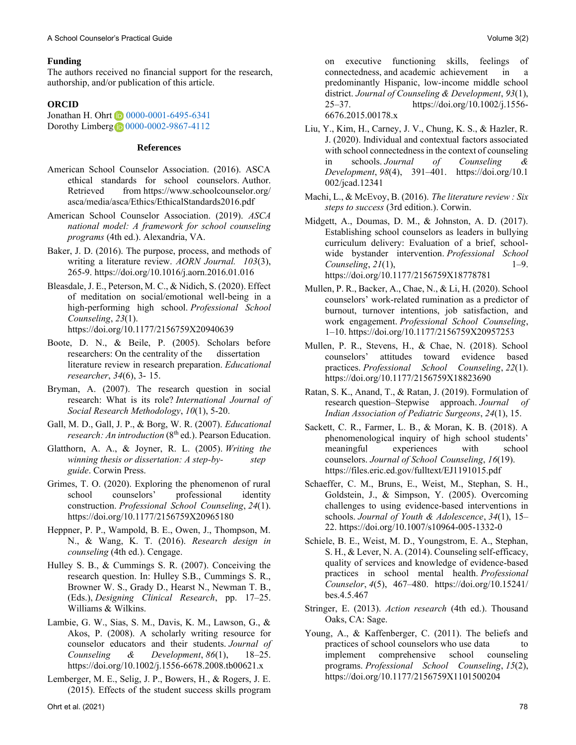## Funding

The authors received no financial support for the research, authorship, and/or publication of this article.

## ORCID

Jonathan H. Ohrt 0000-0001-6495-6341
Dorothy Limberg 0000-0002-9867-4112

## References

American School Counselor Association. (2016). ASCA ethical standards for school counselors. Author. Retrieved from https://www.schoolcounselor.org/asca/media/asca/Ethics/EthicalStandards2016.pdf

American School Counselor Association. (2019). *ASCA national model: A framework for school counseling programs* (4th ed.). Alexandria, VA.

Baker, J. D. (2016). The purpose, process, and methods of writing a literature review. *AORN Journal. 103*(3), 265-9. https://doi.org/10.1016/j.aorn.2016.01.016

Bleasdale, J. E., Peterson, M. C., & Nidich, S. (2020). Effect of meditation on social/emotional well-being in a high-performing high school. *Professional School Counseling*, *23*(1). https://doi.org/10.1177/2156759X20940639

Boote, D. N., & Beile, P. (2005). Scholars before researchers: On the centrality of the dissertation literature review in research preparation. *Educational researcher*, *34*(6), 3- 15.

Bryman, A. (2007). The research question in social research: What is its role? *International Journal of Social Research Methodology*, *10*(1), 5-20.

Gall, M. D., Gall, J. P., & Borg, W. R. (2007). *Educational research: An introduction* (8th ed.). Pearson Education.

Glatthorn, A. A., & Joyner, R. L. (2005). *Writing the winning thesis or dissertation: A step-by-step guide*. Corwin Press.

Grimes, T. O. (2020). Exploring the phenomenon of rural school counselors' professional identity construction. *Professional School Counseling*, *24*(1). https://doi.org/10.1177/2156759X20965180

Heppner, P. P., Wampold, B. E., Owen, J., Thompson, M. N., & Wang, K. T. (2016). *Research design in counseling* (4th ed.). Cengage.

Hulley S. B., & Cummings S. R. (2007). Conceiving the research question. In: Hulley S.B., Cummings S. R., Browner W. S., Grady D., Hearst N., Newman T. B., (Eds.), *Designing Clinical Research*, pp. 17–25. Williams & Wilkins.

Lambie, G. W., Sias, S. M., Davis, K. M., Lawson, G., & Akos, P. (2008). A scholarly writing resource for counselor educators and their students. *Journal of Counseling & Development*, *86*(1), 18–25. https://doi.org/10.1002/j.1556-6678.2008.tb00621.x

Lemberger, M. E., Selig, J. P., Bowers, H., & Rogers, J. E. (2015). Effects of the student success skills program on executive functioning skills, feelings of connectedness, and academic achievement in a predominantly Hispanic, low-income middle school district. *Journal of Counseling & Development*, *93*(1), 25–37. https://doi.org/10.1002/j.1556-6676.2015.00178.x

Liu, Y., Kim, H., Carney, J. V., Chung, K. S., & Hazler, R. J. (2020). Individual and contextual factors associated with school connectedness in the context of counseling in schools. *Journal of Counseling & Development*, *98*(4), 391–401. https://doi.org/10.1002/jcad.12341

Machi, L., & McEvoy, B. (2016). *The literature review : Six steps to success* (3rd edition.). Corwin.

Midgett, A., Doumas, D. M., & Johnston, A. D. (2017). Establishing school counselors as leaders in bullying curriculum delivery: Evaluation of a brief, school-wide bystander intervention. *Professional School Counseling*, *21*(1), 1–9. https://doi.org/10.1177/2156759X18778781

Mullen, P. R., Backer, A., Chae, N., & Li, H. (2020). School counselors' work-related rumination as a predictor of burnout, turnover intentions, job satisfaction, and work engagement. *Professional School Counseling*, 1–10. https://doi.org/10.1177/2156759X20957253

Mullen, P. R., Stevens, H., & Chae, N. (2018). School counselors' attitudes toward evidence based practices. *Professional School Counseling*, *22*(1). https://doi.org/10.1177/2156759X18823690

Ratan, S. K., Anand, T., & Ratan, J. (2019). Formulation of research question–Stepwise approach. *Journal of Indian Association of Pediatric Surgeons*, *24*(1), 15.

Sackett, C. R., Farmer, L. B., & Moran, K. B. (2018). A phenomenological inquiry of high school students' meaningful experiences with school counselors. *Journal of School Counseling*, *16*(19). https://files.eric.ed.gov/fulltext/EJ1191015.pdf

Schaeffer, C. M., Bruns, E., Weist, M., Stephan, S. H., Goldstein, J., & Simpson, Y. (2005). Overcoming challenges to using evidence-based interventions in schools. *Journal of Youth & Adolescence*, *34*(1), 15–22. https://doi.org/10.1007/s10964-005-1332-0

Schiele, B. E., Weist, M. D., Youngstrom, E. A., Stephan, S. H., & Lever, N. A. (2014). Counseling self-efficacy, quality of services and knowledge of evidence-based practices in school mental health. *Professional Counselor*, *4*(5), 467–480. https://doi.org/10.15241/bes.4.5.467

Stringer, E. (2013). *Action research* (4th ed.). Thousand Oaks, CA: Sage.

Young, A., & Kaffenberger, C. (2011). The beliefs and practices of school counselors who use data to implement comprehensive school counseling programs. *Professional School Counseling*, *15*(2), https://doi.org/10.1177/2156759X1101500204